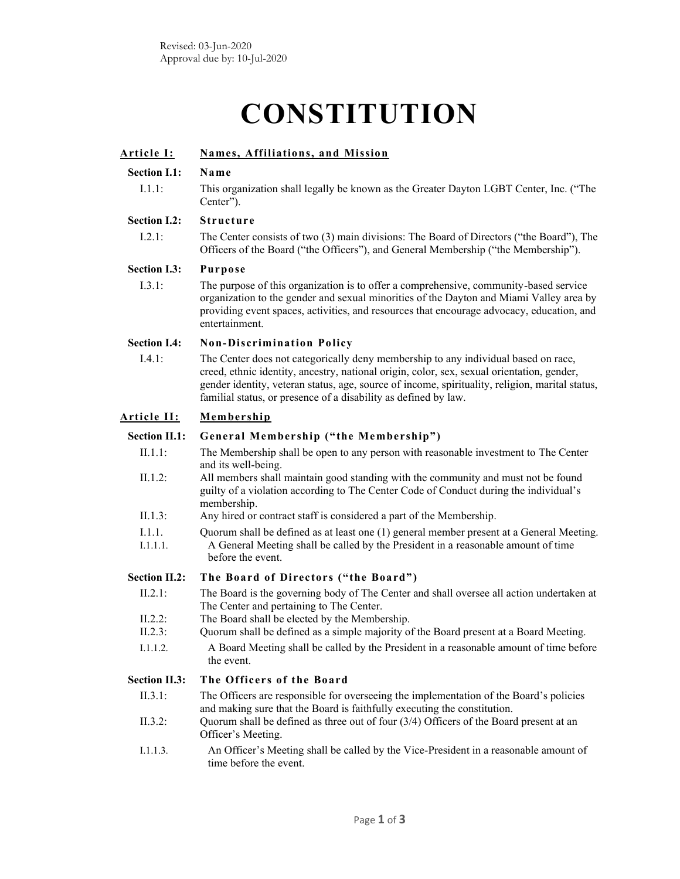Revised: 03-Jun-2020
Approval due by: 10-Jul-2020

# CONSTITUTION

## Article I: Names, Affiliations, and Mission

### Section I.1: Name

I.1.1: This organization shall legally be known as the Greater Dayton LGBT Center, Inc. ("The Center").

### Section I.2: Structure

I.2.1: The Center consists of two (3) main divisions: The Board of Directors ("the Board"), The Officers of the Board ("the Officers"), and General Membership ("the Membership").

### Section I.3: Purpose

I.3.1: The purpose of this organization is to offer a comprehensive, community-based service organization to the gender and sexual minorities of the Dayton and Miami Valley area by providing event spaces, activities, and resources that encourage advocacy, education, and entertainment.

### Section I.4: Non-Discrimination Policy

I.4.1: The Center does not categorically deny membership to any individual based on race, creed, ethnic identity, ancestry, national origin, color, sex, sexual orientation, gender, gender identity, veteran status, age, source of income, spirituality, religion, marital status, familial status, or presence of a disability as defined by law.

## Article II: Membership

### Section II.1: General Membership ("the Membership")

II.1.1: The Membership shall be open to any person with reasonable investment to The Center and its well-being.

II.1.2: All members shall maintain good standing with the community and must not be found guilty of a violation according to The Center Code of Conduct during the individual's membership.

II.1.3: Any hired or contract staff is considered a part of the Membership.

I.1.1. Quorum shall be defined as at least one (1) general member present at a General Meeting.

I.1.1.1. A General Meeting shall be called by the President in a reasonable amount of time before the event.

### Section II.2: The Board of Directors ("the Board")

II.2.1: The Board is the governing body of The Center and shall oversee all action undertaken at The Center and pertaining to The Center.

II.2.2: The Board shall be elected by the Membership.

II.2.3: Quorum shall be defined as a simple majority of the Board present at a Board Meeting.

I.1.1.2. A Board Meeting shall be called by the President in a reasonable amount of time before the event.

### Section II.3: The Officers of the Board

II.3.1: The Officers are responsible for overseeing the implementation of the Board's policies and making sure that the Board is faithfully executing the constitution.

II.3.2: Quorum shall be defined as three out of four (3/4) Officers of the Board present at an Officer's Meeting.

I.1.1.3. An Officer's Meeting shall be called by the Vice-President in a reasonable amount of time before the event.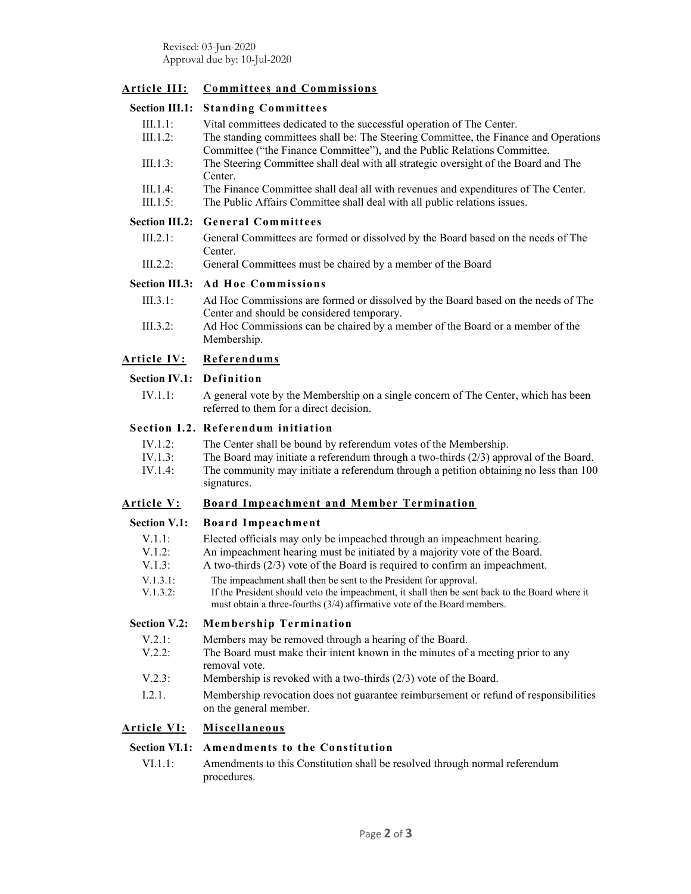Revised: 03-Jun-2020
Approval due by: 10-Jul-2020

## Article III: Committees and Commissions

### Section III.1: Standing Committees

III.1.1: Vital committees dedicated to the successful operation of The Center.

III.1.2: The standing committees shall be: The Steering Committee, the Finance and Operations Committee ("the Finance Committee"), and the Public Relations Committee.

III.1.3: The Steering Committee shall deal with all strategic oversight of the Board and The Center.

III.1.4: The Finance Committee shall deal all with revenues and expenditures of The Center.

III.1.5: The Public Affairs Committee shall deal with all public relations issues.

### Section III.2: General Committees

III.2.1: General Committees are formed or dissolved by the Board based on the needs of The Center.

III.2.2: General Committees must be chaired by a member of the Board

### Section III.3: Ad Hoc Commissions

III.3.1: Ad Hoc Commissions are formed or dissolved by the Board based on the needs of The Center and should be considered temporary.

III.3.2: Ad Hoc Commissions can be chaired by a member of the Board or a member of the Membership.

## Article IV: Referendums

### Section IV.1: Definition

IV.1.1: A general vote by the Membership on a single concern of The Center, which has been referred to them for a direct decision.

### Section I.2. Referendum initiation

IV.1.2: The Center shall be bound by referendum votes of the Membership.

IV.1.3: The Board may initiate a referendum through a two-thirds (2/3) approval of the Board.

IV.1.4: The community may initiate a referendum through a petition obtaining no less than 100 signatures.

## Article V: Board Impeachment and Member Termination

### Section V.1: Board Impeachment

V.1.1: Elected officials may only be impeached through an impeachment hearing.

V.1.2: An impeachment hearing must be initiated by a majority vote of the Board.

V.1.3: A two-thirds (2/3) vote of the Board is required to confirm an impeachment.

V.1.3.1: The impeachment shall then be sent to the President for approval.

V.1.3.2: If the President should veto the impeachment, it shall then be sent back to the Board where it must obtain a three-fourths (3/4) affirmative vote of the Board members.

### Section V.2: Membership Termination

V.2.1: Members may be removed through a hearing of the Board.

V.2.2: The Board must make their intent known in the minutes of a meeting prior to any removal vote.

V.2.3: Membership is revoked with a two-thirds (2/3) vote of the Board.

I.2.1. Membership revocation does not guarantee reimbursement or refund of responsibilities on the general member.

## Article VI: Miscellaneous

### Section VI.1: Amendments to the Constitution

VI.1.1: Amendments to this Constitution shall be resolved through normal referendum procedures.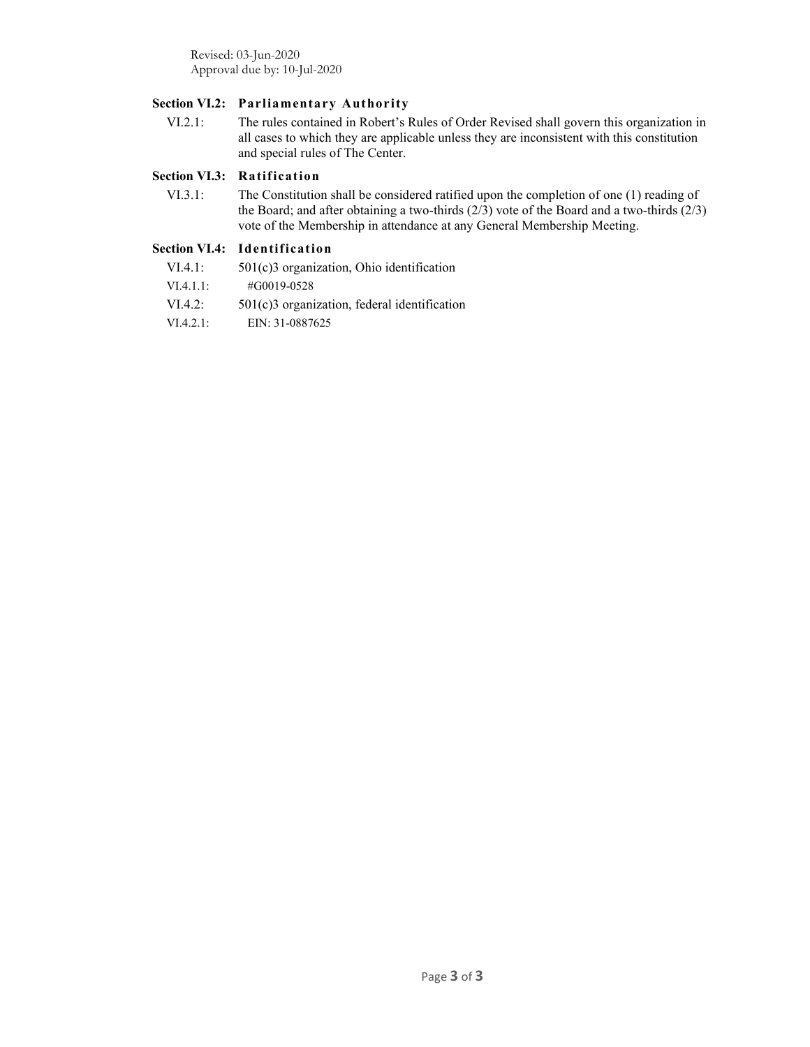Revised: 03-Jun-2020
Approval due by: 10-Jul-2020

### Section VI.2: Parliamentary Authority

VI.2.1: The rules contained in Robert's Rules of Order Revised shall govern this organization in all cases to which they are applicable unless they are inconsistent with this constitution and special rules of The Center.

### Section VI.3: Ratification

VI.3.1: The Constitution shall be considered ratified upon the completion of one (1) reading of the Board; and after obtaining a two-thirds (2/3) vote of the Board and a two-thirds (2/3) vote of the Membership in attendance at any General Membership Meeting.

### Section VI.4: Identification

VI.4.1: 501(c)3 organization, Ohio identification

VI.4.1.1: #G0019-0528

VI.4.2: 501(c)3 organization, federal identification

VI.4.2.1: EIN: 31-0887625